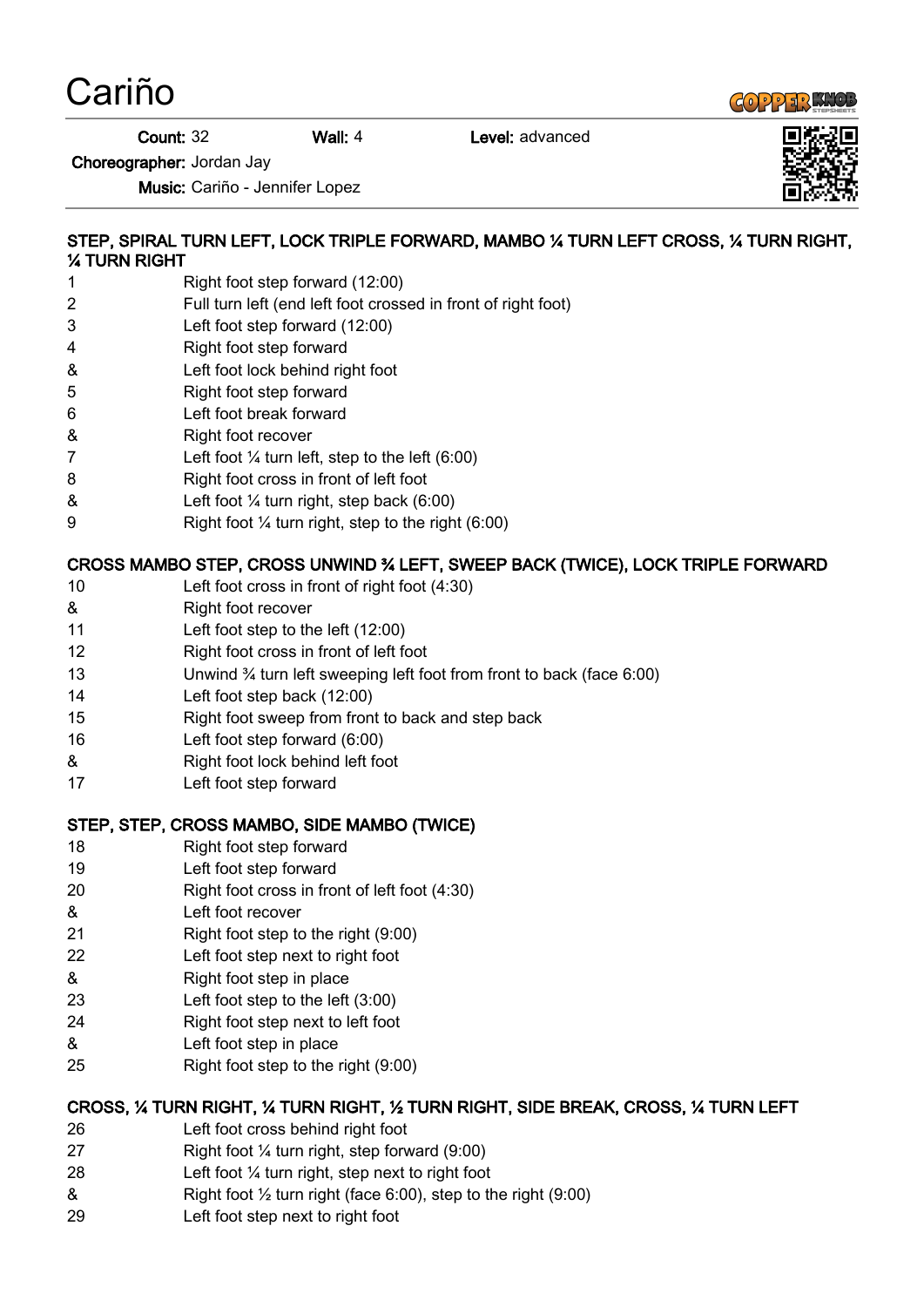# Cariño

**Count:** 32 **Wall:** 4 **Level:** advanced

**Choreographer:** Jordan Jay

**Music:** Cariño - Jennifer Lopez

### STEP, SPIRAL TURN LEFT, LOCK TRIPLE FORWARD, MAMBO ¼ TURN LEFT CROSS, ¼ TURN RIGHT, ¼ TURN RIGHT

| | |
|---|---|
| 1 | Right foot step forward (12:00) |
| 2 | Full turn left (end left foot crossed in front of right foot) |
| 3 | Left foot step forward (12:00) |
| 4 | Right foot step forward |
| & | Left foot lock behind right foot |
| 5 | Right foot step forward |
| 6 | Left foot break forward |
| & | Right foot recover |
| 7 | Left foot ¼ turn left, step to the left (6:00) |
| 8 | Right foot cross in front of left foot |
| & | Left foot ¼ turn right, step back (6:00) |
| 9 | Right foot ¼ turn right, step to the right (6:00) |

### CROSS MAMBO STEP, CROSS UNWIND ¾ LEFT, SWEEP BACK (TWICE), LOCK TRIPLE FORWARD

| | |
|---|---|
| 10 | Left foot cross in front of right foot (4:30) |
| & | Right foot recover |
| 11 | Left foot step to the left (12:00) |
| 12 | Right foot cross in front of left foot |
| 13 | Unwind ¾ turn left sweeping left foot from front to back (face 6:00) |
| 14 | Left foot step back (12:00) |
| 15 | Right foot sweep from front to back and step back |
| 16 | Left foot step forward (6:00) |
| & | Right foot lock behind left foot |
| 17 | Left foot step forward |

### STEP, STEP, CROSS MAMBO, SIDE MAMBO (TWICE)

| | |
|---|---|
| 18 | Right foot step forward |
| 19 | Left foot step forward |
| 20 | Right foot cross in front of left foot (4:30) |
| & | Left foot recover |
| 21 | Right foot step to the right (9:00) |
| 22 | Left foot step next to right foot |
| & | Right foot step in place |
| 23 | Left foot step to the left (3:00) |
| 24 | Right foot step next to left foot |
| & | Left foot step in place |
| 25 | Right foot step to the right (9:00) |

### CROSS, ¼ TURN RIGHT, ¼ TURN RIGHT, ½ TURN RIGHT, SIDE BREAK, CROSS, ¼ TURN LEFT

| | |
|---|---|
| 26 | Left foot cross behind right foot |
| 27 | Right foot ¼ turn right, step forward (9:00) |
| 28 | Left foot ¼ turn right, step next to right foot |
| & | Right foot ½ turn right (face 6:00), step to the right (9:00) |
| 29 | Left foot step next to right foot |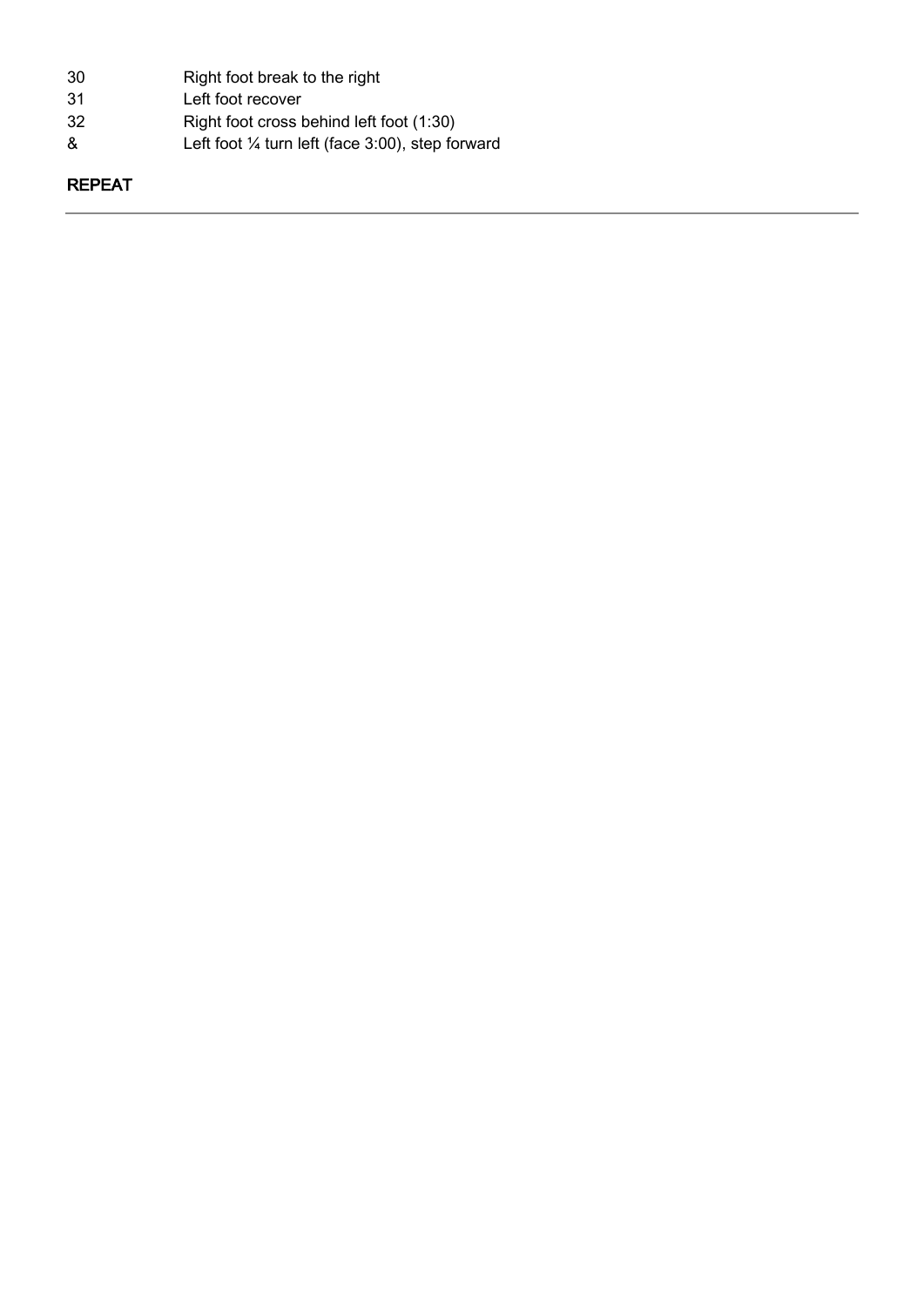| | |
|---|---|
| 30 | Right foot break to the right |
| 31 | Left foot recover |
| 32 | Right foot cross behind left foot (1:30) |
| & | Left foot ¼ turn left (face 3:00), step forward |

**REPEAT**

---